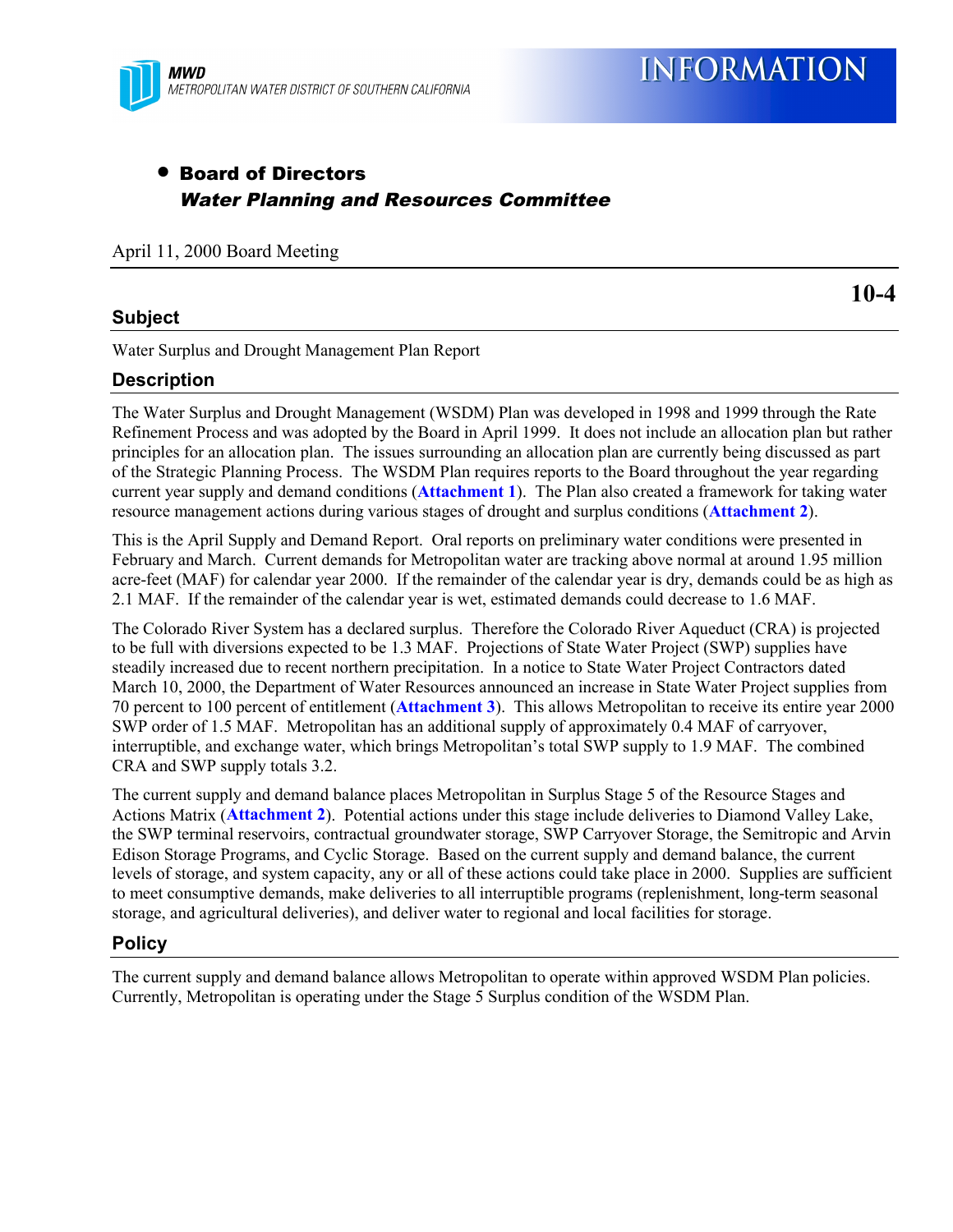MWD
METROPOLITAN WATER DISTRICT OF SOUTHERN CALIFORNIA

# INFORMATION

- **Board of Directors**
  ***Water Planning and Resources Committee***

April 11, 2000 Board Meeting

**10-4**

## Subject

Water Surplus and Drought Management Plan Report

## Description

The Water Surplus and Drought Management (WSDM) Plan was developed in 1998 and 1999 through the Rate Refinement Process and was adopted by the Board in April 1999. It does not include an allocation plan but rather principles for an allocation plan. The issues surrounding an allocation plan are currently being discussed as part of the Strategic Planning Process. The WSDM Plan requires reports to the Board throughout the year regarding current year supply and demand conditions (**Attachment 1**). The Plan also created a framework for taking water resource management actions during various stages of drought and surplus conditions (**Attachment 2**).

This is the April Supply and Demand Report. Oral reports on preliminary water conditions were presented in February and March. Current demands for Metropolitan water are tracking above normal at around 1.95 million acre-feet (MAF) for calendar year 2000. If the remainder of the calendar year is dry, demands could be as high as 2.1 MAF. If the remainder of the calendar year is wet, estimated demands could decrease to 1.6 MAF.

The Colorado River System has a declared surplus. Therefore the Colorado River Aqueduct (CRA) is projected to be full with diversions expected to be 1.3 MAF. Projections of State Water Project (SWP) supplies have steadily increased due to recent northern precipitation. In a notice to State Water Project Contractors dated March 10, 2000, the Department of Water Resources announced an increase in State Water Project supplies from 70 percent to 100 percent of entitlement (**Attachment 3**). This allows Metropolitan to receive its entire year 2000 SWP order of 1.5 MAF. Metropolitan has an additional supply of approximately 0.4 MAF of carryover, interruptible, and exchange water, which brings Metropolitan's total SWP supply to 1.9 MAF. The combined CRA and SWP supply totals 3.2.

The current supply and demand balance places Metropolitan in Surplus Stage 5 of the Resource Stages and Actions Matrix (**Attachment 2**). Potential actions under this stage include deliveries to Diamond Valley Lake, the SWP terminal reservoirs, contractual groundwater storage, SWP Carryover Storage, the Semitropic and Arvin Edison Storage Programs, and Cyclic Storage. Based on the current supply and demand balance, the current levels of storage, and system capacity, any or all of these actions could take place in 2000. Supplies are sufficient to meet consumptive demands, make deliveries to all interruptible programs (replenishment, long-term seasonal storage, and agricultural deliveries), and deliver water to regional and local facilities for storage.

## Policy

The current supply and demand balance allows Metropolitan to operate within approved WSDM Plan policies. Currently, Metropolitan is operating under the Stage 5 Surplus condition of the WSDM Plan.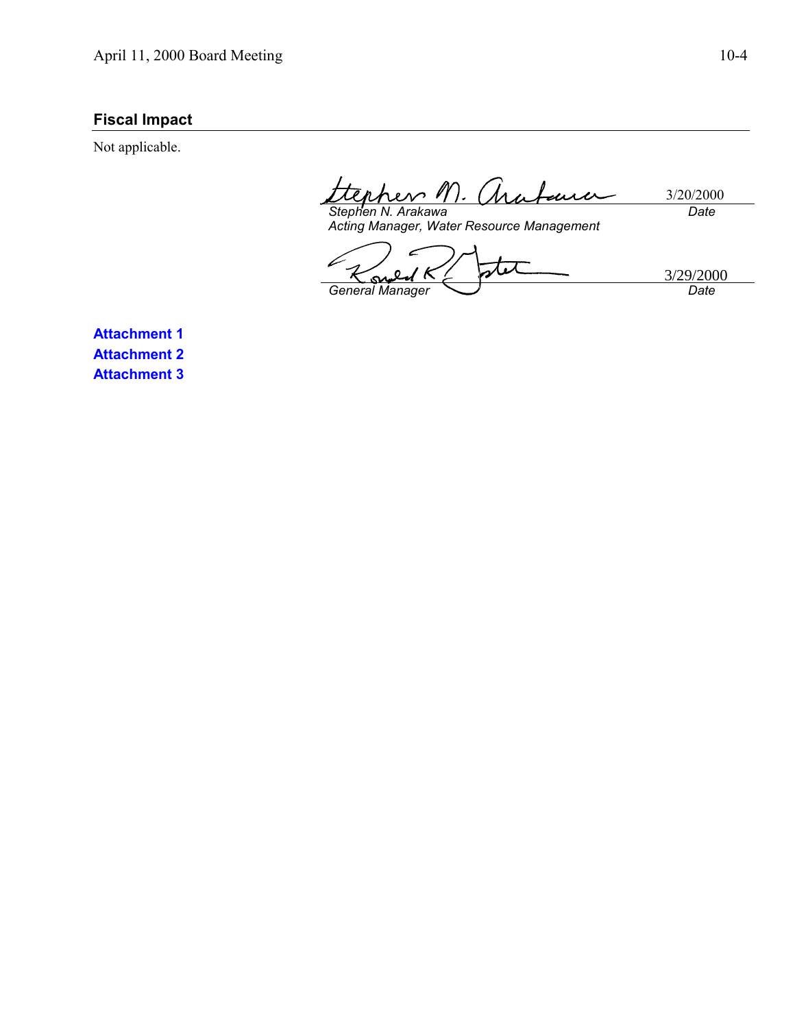## Fiscal Impact

Not applicable.

| | |
|---|---|
| *Stephen N. Arakawa*<br>*Acting Manager, Water Resource Management* | 3/20/2000<br>*Date* |
| *General Manager* | 3/29/2000<br>*Date* |

**Attachment 1**

**Attachment 2**

**Attachment 3**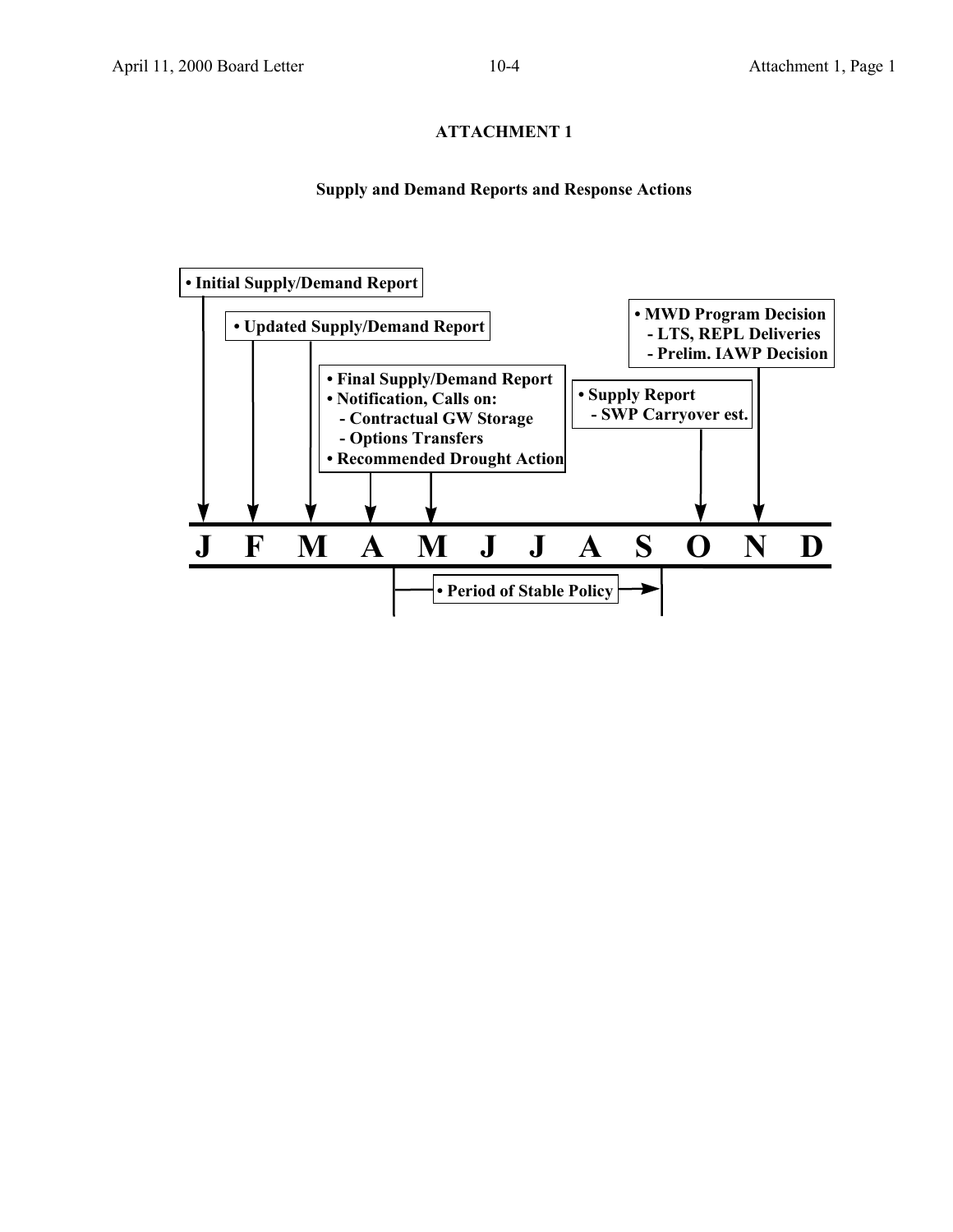# ATTACHMENT 1

## Supply and Demand Reports and Response Actions

**• Initial Supply/Demand Report** (January)

**• Updated Supply/Demand Report** (February, March)

**• Final Supply/Demand Report** (April, May)
**• Notification, Calls on:**
- **Contractual GW Storage**
- **Options Transfers**

**• Recommended Drought Action**

**• Supply Report** (October)
- **SWP Carryover est.**

**• MWD Program Decision** (November)
- **LTS, REPL Deliveries**
- **Prelim. IAWP Decision**

**J F M A M J J A S O N D**

**• Period of Stable Policy** (May through September)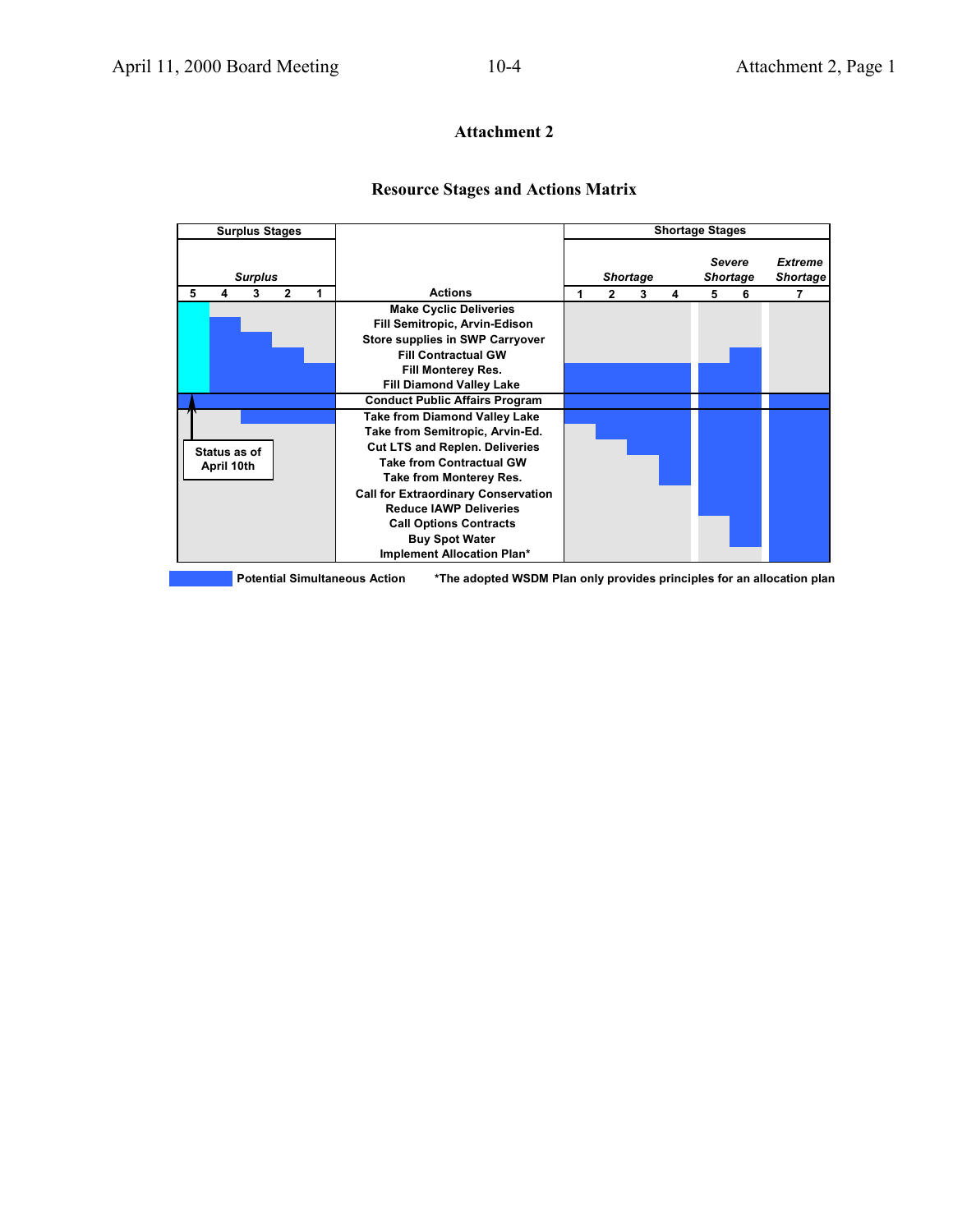## Attachment 2

### Resource Stages and Actions Matrix

| Surplus Stages | | | | | | Shortage Stages | | | | | | |
|---|---|---|---|---|---|---|---|---|---|---|---|---|
| *Surplus* | | | | | | *Shortage* | | | | *Severe Shortage* | | *Extreme Shortage* |
| 5 | 4 | 3 | 2 | 1 | **Actions** | 1 | 2 | 3 | 4 | 5 | 6 | 7 |
| ■ | | | | | Make Cyclic Deliveries | | | | | | | |
| ■ | ■ | | | | Fill Semitropic, Arvin-Edison | | | | | | | |
| ■ | ■ | ■ | | | Store supplies in SWP Carryover | | | | | | | |
| ■ | ■ | ■ | ■ | | Fill Contractual GW | | | | | | ■ | |
| ■ | ■ | ■ | ■ | ■ | Fill Monterey Res. | ■ | ■ | ■ | ■ | ■ | ■ | |
| ■ | ■ | ■ | ■ | ■ | Fill Diamond Valley Lake | ■ | ■ | ■ | ■ | ■ | ■ | |
| ■ | ■ | ■ | ■ | ■ | Conduct Public Affairs Program | ■ | ■ | ■ | ■ | ■ | ■ | ■ |
| | | ■ | ■ | ■ | Take from Diamond Valley Lake | ■ | ■ | ■ | ■ | ■ | ■ | ■ |
| | | | | | Take from Semitropic, Arvin-Ed. | | ■ | ■ | ■ | ■ | ■ | ■ |
| | | | | | Cut LTS and Replen. Deliveries | | | ■ | ■ | ■ | ■ | ■ |
| | | | | | Take from Contractual GW | | | | ■ | ■ | ■ | ■ |
| | | | | | Take from Monterey Res. | | | | ■ | ■ | ■ | ■ |
| | | | | | Call for Extraordinary Conservation | | | | | ■ | ■ | ■ |
| | | | | | Reduce IAWP Deliveries | | | | | ■ | ■ | ■ |
| | | | | | Call Options Contracts | | | | | | ■ | ■ |
| | | | | | Buy Spot Water | | | | | | ■ | ■ |
| | | | | | Implement Allocation Plan* | | | | | | | ■ |

Status as of April 10th: Surplus Stage 5

■ Potential Simultaneous Action

*The adopted WSDM Plan only provides principles for an allocation plan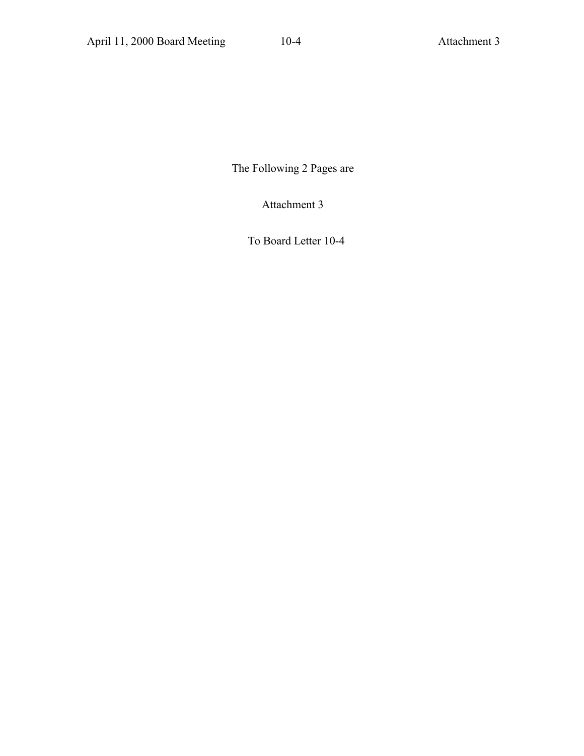The Following 2 Pages are

Attachment 3

To Board Letter 10-4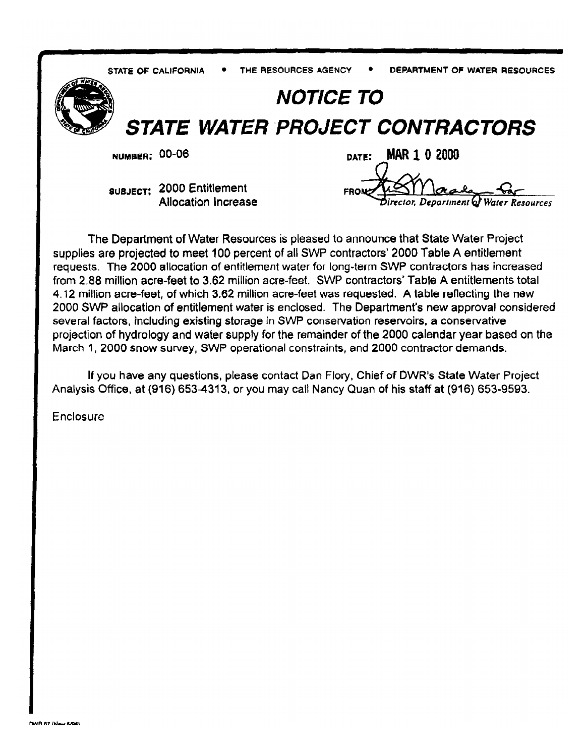STATE OF CALIFORNIA • THE RESOURCES AGENCY • DEPARTMENT OF WATER RESOURCES

# NOTICE TO
# STATE WATER PROJECT CONTRACTORS

NUMBER: 00-06

DATE: MAR 1 0 2000

SUBJECT: 2000 Entitlement Allocation Increase

FROM: *Director, Department of Water Resources*

The Department of Water Resources is pleased to announce that State Water Project supplies are projected to meet 100 percent of all SWP contractors' 2000 Table A entitlement requests. The 2000 allocation of entitlement water for long-term SWP contractors has increased from 2.88 million acre-feet to 3.62 million acre-feet. SWP contractors' Table A entitlements total 4.12 million acre-feet, of which 3.62 million acre-feet was requested. A table reflecting the new 2000 SWP allocation of entitlement water is enclosed. The Department's new approval considered several factors, including existing storage in SWP conservation reservoirs, a conservative projection of hydrology and water supply for the remainder of the 2000 calendar year based on the March 1, 2000 snow survey, SWP operational constraints, and 2000 contractor demands.

If you have any questions, please contact Dan Flory, Chief of DWR's State Water Project Analysis Office, at (916) 653-4313, or you may call Nancy Quan of his staff at (916) 653-9593.

Enclosure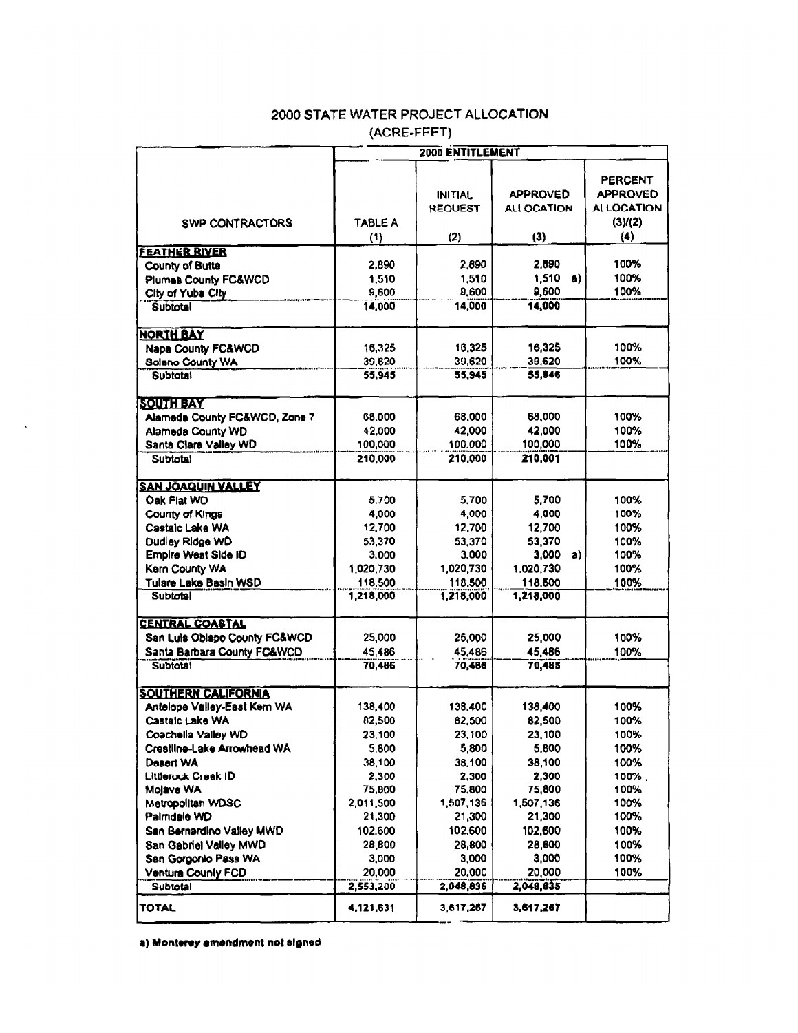# 2000 STATE WATER PROJECT ALLOCATION
## (ACRE-FEET)

| SWP CONTRACTORS | 2000 ENTITLEMENT | | | |
|---|---|---|---|---|
| | TABLE A (1) | INITIAL REQUEST (2) | APPROVED ALLOCATION (3) | PERCENT APPROVED ALLOCATION (3)/(2) (4) |
| **FEATHER RIVER** | | | | |
| County of Butte | 2,890 | 2,890 | 2,890 | 100% |
| Plumas County FC&WCD | 1,510 | 1,510 | 1,510 a) | 100% |
| City of Yuba City | 9,600 | 9,600 | 9,600 | 100% |
| Subtotal | 14,000 | 14,000 | 14,000 | |
| **NORTH BAY** | | | | |
| Napa County FC&WCD | 16,325 | 16,325 | 16,325 | 100% |
| Solano County WA | 39,620 | 39,620 | 39,620 | 100% |
| Subtotal | 55,945 | 55,945 | 55,946 | |
| **SOUTH BAY** | | | | |
| Alameda County FC&WCD, Zone 7 | 68,000 | 68,000 | 68,000 | 100% |
| Alameda County WD | 42,000 | 42,000 | 42,000 | 100% |
| Santa Clara Valley WD | 100,000 | 100,000 | 100,000 | 100% |
| Subtotal | 210,000 | 210,000 | 210,001 | |
| **SAN JOAQUIN VALLEY** | | | | |
| Oak Flat WD | 5,700 | 5,700 | 5,700 | 100% |
| County of Kings | 4,000 | 4,000 | 4,000 | 100% |
| Castaic Lake WA | 12,700 | 12,700 | 12,700 | 100% |
| Dudley Ridge WD | 53,370 | 53,370 | 53,370 | 100% |
| Empire West Side ID | 3,000 | 3,000 | 3,000 a) | 100% |
| Kern County WA | 1,020,730 | 1,020,730 | 1,020,730 | 100% |
| Tulare Lake Basin WSD | 118,500 | 118,500 | 118,500 | 100% |
| Subtotal | 1,218,000 | 1,218,000 | 1,218,000 | |
| **CENTRAL COASTAL** | | | | |
| San Luis Obispo County FC&WCD | 25,000 | 25,000 | 25,000 | 100% |
| Santa Barbara County FC&WCD | 45,486 | 45,486 | 45,486 | 100% |
| Subtotal | 70,486 | 70,486 | 70,485 | |
| **SOUTHERN CALIFORNIA** | | | | |
| Antelope Valley-East Kern WA | 138,400 | 138,400 | 138,400 | 100% |
| Castaic Lake WA | 82,500 | 82,500 | 82,500 | 100% |
| Coachella Valley WD | 23,100 | 23,100 | 23,100 | 100% |
| Crestline-Lake Arrowhead WA | 5,800 | 5,800 | 5,800 | 100% |
| Desert WA | 38,100 | 38,100 | 38,100 | 100% |
| Littlerock Creek ID | 2,300 | 2,300 | 2,300 | 100% |
| Mojave WA | 75,800 | 75,800 | 75,800 | 100% |
| Metropolitan WDSC | 2,011,500 | 1,507,136 | 1,507,136 | 100% |
| Palmdale WD | 21,300 | 21,300 | 21,300 | 100% |
| San Bernardino Valley MWD | 102,600 | 102,600 | 102,600 | 100% |
| San Gabriel Valley MWD | 28,800 | 28,800 | 28,800 | 100% |
| San Gorgonio Pass WA | 3,000 | 3,000 | 3,000 | 100% |
| Ventura County FCD | 20,000 | 20,000 | 20,000 | 100% |
| Subtotal | 2,553,200 | 2,048,836 | 2,048,835 | |
| **TOTAL** | 4,121,631 | 3,617,267 | 3,617,267 | |

**a) Monterey amendment not signed**